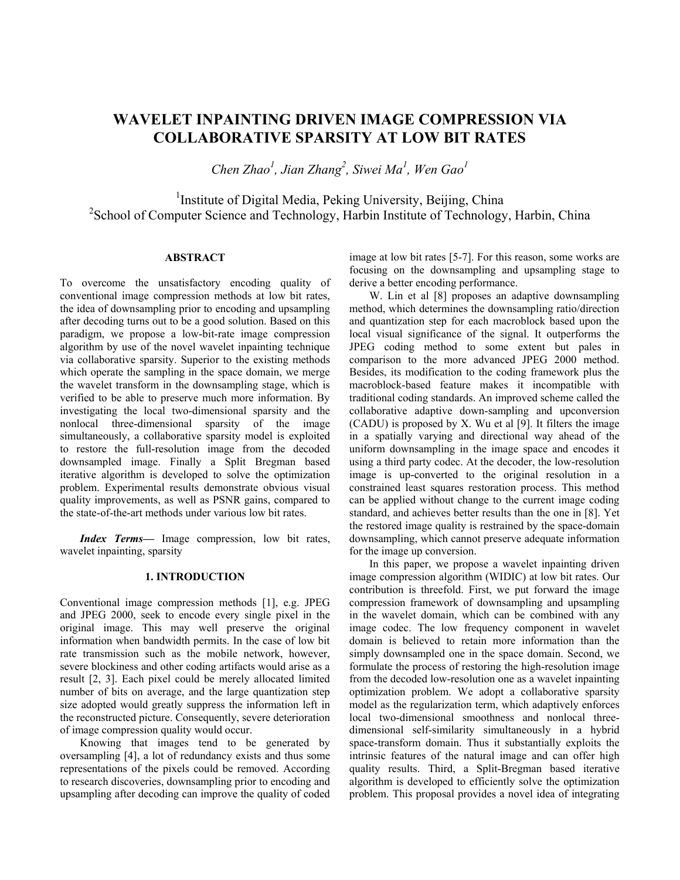# WAVELET INPAINTING DRIVEN IMAGE COMPRESSION VIA COLLABORATIVE SPARSITY AT LOW BIT RATES

*Chen Zhao[1], Jian Zhang[2], Siwei Ma[1], Wen Gao[1]*

[1]Institute of Digital Media, Peking University, Beijing, China
[2]School of Computer Science and Technology, Harbin Institute of Technology, Harbin, China

## ABSTRACT

To overcome the unsatisfactory encoding quality of conventional image compression methods at low bit rates, the idea of downsampling prior to encoding and upsampling after decoding turns out to be a good solution. Based on this paradigm, we propose a low-bit-rate image compression algorithm by use of the novel wavelet inpainting technique via collaborative sparsity. Superior to the existing methods which operate the sampling in the space domain, we merge the wavelet transform in the downsampling stage, which is verified to be able to preserve much more information. By investigating the local two-dimensional sparsity and the nonlocal three-dimensional sparsity of the image simultaneously, a collaborative sparsity model is exploited to restore the full-resolution image from the decoded downsampled image. Finally a Split Bregman based iterative algorithm is developed to solve the optimization problem. Experimental results demonstrate obvious visual quality improvements, as well as PSNR gains, compared to the state-of-the-art methods under various low bit rates.

***Index Terms—*** Image compression, low bit rates, wavelet inpainting, sparsity

## 1. INTRODUCTION

Conventional image compression methods [1], e.g. JPEG and JPEG 2000, seek to encode every single pixel in the original image. This may well preserve the original information when bandwidth permits. In the case of low bit rate transmission such as the mobile network, however, severe blockiness and other coding artifacts would arise as a result [2, 3]. Each pixel could be merely allocated limited number of bits on average, and the large quantization step size adopted would greatly suppress the information left in the reconstructed picture. Consequently, severe deterioration of image compression quality would occur.

Knowing that images tend to be generated by oversampling [4], a lot of redundancy exists and thus some representations of the pixels could be removed. According to research discoveries, downsampling prior to encoding and upsampling after decoding can improve the quality of coded image at low bit rates [5-7]. For this reason, some works are focusing on the downsampling and upsampling stage to derive a better encoding performance.

W. Lin et al [8] proposes an adaptive downsampling method, which determines the downsampling ratio/direction and quantization step for each macroblock based upon the local visual significance of the signal. It outperforms the JPEG coding method to some extent but pales in comparison to the more advanced JPEG 2000 method. Besides, its modification to the coding framework plus the macroblock-based feature makes it incompatible with traditional coding standards. An improved scheme called the collaborative adaptive down-sampling and upconversion (CADU) is proposed by X. Wu et al [9]. It filters the image in a spatially varying and directional way ahead of the uniform downsampling in the image space and encodes it using a third party codec. At the decoder, the low-resolution image is up-converted to the original resolution in a constrained least squares restoration process. This method can be applied without change to the current image coding standard, and achieves better results than the one in [8]. Yet the restored image quality is restrained by the space-domain downsampling, which cannot preserve adequate information for the image up conversion.

In this paper, we propose a wavelet inpainting driven image compression algorithm (WIDIC) at low bit rates. Our contribution is threefold. First, we put forward the image compression framework of downsampling and upsampling in the wavelet domain, which can be combined with any image codec. The low frequency component in wavelet domain is believed to retain more information than the simply downsampled one in the space domain. Second, we formulate the process of restoring the high-resolution image from the decoded low-resolution one as a wavelet inpainting optimization problem. We adopt a collaborative sparsity model as the regularization term, which adaptively enforces local two-dimensional smoothness and nonlocal three-dimensional self-similarity simultaneously in a hybrid space-transform domain. Thus it substantially exploits the intrinsic features of the natural image and can offer high quality results. Third, a Split-Bregman based iterative algorithm is developed to efficiently solve the optimization problem. This proposal provides a novel idea of integrating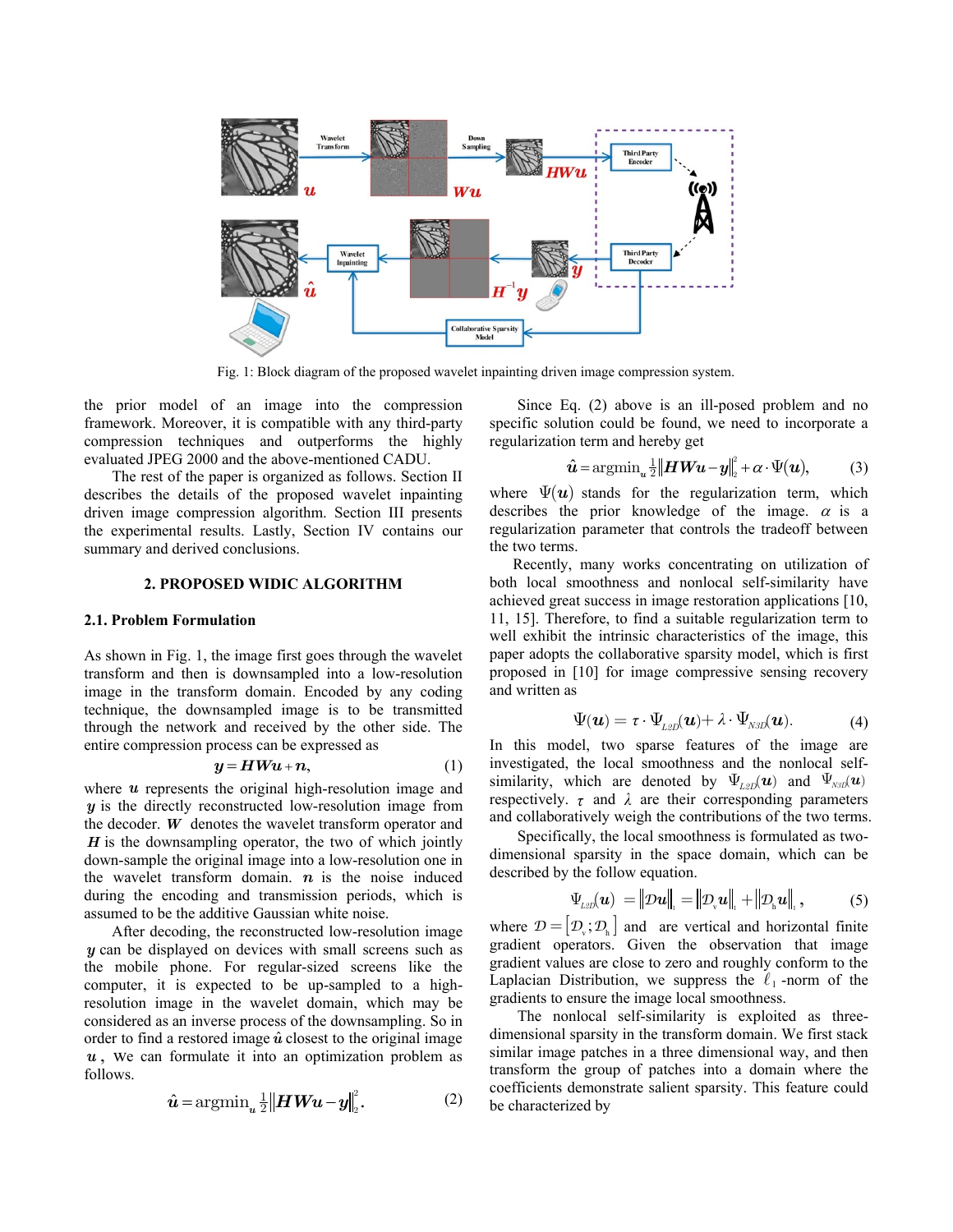Fig. 1: Block diagram of the proposed wavelet inpainting driven image compression system.

the prior model of an image into the compression framework. Moreover, it is compatible with any third-party compression techniques and outperforms the highly evaluated JPEG 2000 and the above-mentioned CADU.

The rest of the paper is organized as follows. Section II describes the details of the proposed wavelet inpainting driven image compression algorithm. Section III presents the experimental results. Lastly, Section IV contains our summary and derived conclusions.

## 2. PROPOSED WIDIC ALGORITHM

### 2.1. Problem Formulation

As shown in Fig. 1, the image first goes through the wavelet transform and then is downsampled into a low-resolution image in the transform domain. Encoded by any coding technique, the downsampled image is to be transmitted through the network and received by the other side. The entire compression process can be expressed as

$$\boldsymbol{y} = \boldsymbol{HWu} + \boldsymbol{n}, \tag{1}$$

where $\boldsymbol{u}$ represents the original high-resolution image and $\boldsymbol{y}$ is the directly reconstructed low-resolution image from the decoder. $\boldsymbol{W}$ denotes the wavelet transform operator and $\boldsymbol{H}$ is the downsampling operator, the two of which jointly down-sample the original image into a low-resolution one in the wavelet transform domain. $\boldsymbol{n}$ is the noise induced during the encoding and transmission periods, which is assumed to be the additive Gaussian white noise.

After decoding, the reconstructed low-resolution image $\boldsymbol{y}$ can be displayed on devices with small screens such as the mobile phone. For regular-sized screens like the computer, it is expected to be up-sampled to a high-resolution image in the wavelet domain, which may be considered as an inverse process of the downsampling. So in order to find a restored image $\hat{\boldsymbol{u}}$ closest to the original image $\boldsymbol{u}$, we can formulate it into an optimization problem as follows.

$$\hat{\boldsymbol{u}} = \operatorname{argmin}_{\boldsymbol{u}} \tfrac{1}{2}\|\boldsymbol{HWu} - \boldsymbol{y}\|_2^2. \tag{2}$$

Since Eq. (2) above is an ill-posed problem and no specific solution could be found, we need to incorporate a regularization term and hereby get

$$\hat{\boldsymbol{u}} = \operatorname{argmin}_{\boldsymbol{u}} \tfrac{1}{2}\|\boldsymbol{HWu} - \boldsymbol{y}\|_2^2 + \alpha \cdot \Psi(\boldsymbol{u}), \tag{3}$$

where $\Psi(\boldsymbol{u})$ stands for the regularization term, which describes the prior knowledge of the image. $\alpha$ is a regularization parameter that controls the tradeoff between the two terms.

Recently, many works concentrating on utilization of both local smoothness and nonlocal self-similarity have achieved great success in image restoration applications [10, 11, 15]. Therefore, to find a suitable regularization term to well exhibit the intrinsic characteristics of the image, this paper adopts the collaborative sparsity model, which is first proposed in [10] for image compressive sensing recovery and written as

$$\Psi(\boldsymbol{u}) = \tau \cdot \Psi_{L2D}(\boldsymbol{u}) + \lambda \cdot \Psi_{N3D}(\boldsymbol{u}). \tag{4}$$

In this model, two sparse features of the image are investigated, the local smoothness and the nonlocal self-similarity, which are denoted by $\Psi_{L2D}(\boldsymbol{u})$ and $\Psi_{N3D}(\boldsymbol{u})$ respectively. $\tau$ and $\lambda$ are their corresponding parameters and collaboratively weigh the contributions of the two terms.

Specifically, the local smoothness is formulated as two-dimensional sparsity in the space domain, which can be described by the follow equation.

$$\Psi_{L2D}(\boldsymbol{u}) = \|\mathcal{D}\boldsymbol{u}\|_1 = \|\mathcal{D}_v \boldsymbol{u}\|_1 + \|\mathcal{D}_h \boldsymbol{u}\|_1, \tag{5}$$

where $\mathcal{D} = [\mathcal{D}_v; \mathcal{D}_h]$ and are vertical and horizontal finite gradient operators. Given the observation that image gradient values are close to zero and roughly conform to the Laplacian Distribution, we suppress the $\ell_1$-norm of the gradients to ensure the image local smoothness.

The nonlocal self-similarity is exploited as three-dimensional sparsity in the transform domain. We first stack similar image patches in a three dimensional way, and then transform the group of patches into a domain where the coefficients demonstrate salient sparsity. This feature could be characterized by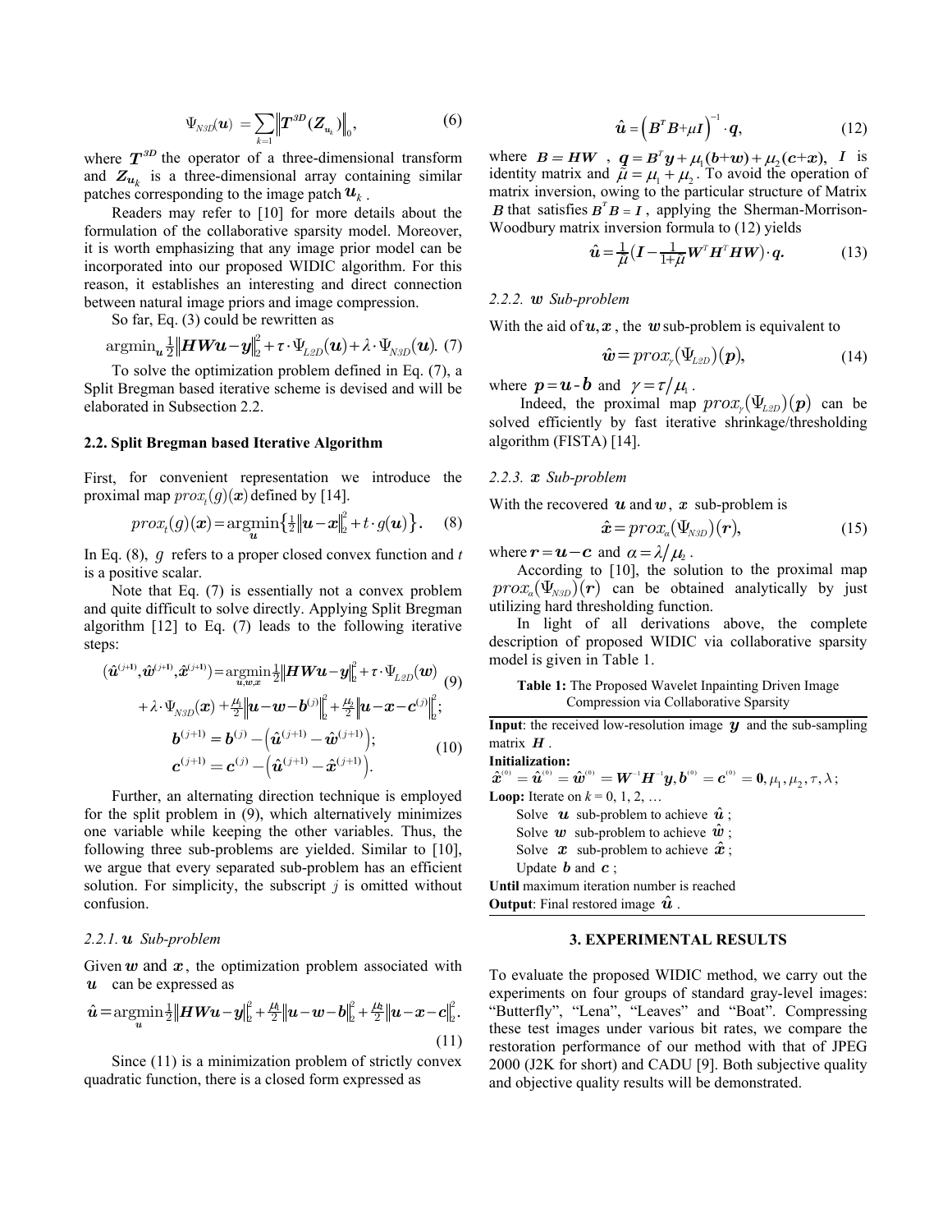$$\Psi_{N3D}(\boldsymbol{u}) = \sum_{k=1} \left\| \boldsymbol{T}^{3D}(\boldsymbol{Z}_{\boldsymbol{u}_k}) \right\|_0, \tag{6}$$

where $\boldsymbol{T}^{3D}$ the operator of a three-dimensional transform and $\boldsymbol{Z}_{\boldsymbol{u}_k}$ is a three-dimensional array containing similar patches corresponding to the image patch $\boldsymbol{u}_k$.

Readers may refer to [10] for more details about the formulation of the collaborative sparsity model. Moreover, it is worth emphasizing that any image prior model can be incorporated into our proposed WIDIC algorithm. For this reason, it establishes an interesting and direct connection between natural image priors and image compression.

So far, Eq. (3) could be rewritten as

$$\operatorname{argmin}_{\boldsymbol{u}} \tfrac{1}{2}\left\|\boldsymbol{HWu}-\boldsymbol{y}\right\|_2^2 + \tau \cdot \Psi_{L2D}(\boldsymbol{u}) + \lambda \cdot \Psi_{N3D}(\boldsymbol{u}). \tag{7}$$

To solve the optimization problem defined in Eq. (7), a Split Bregman based iterative scheme is devised and will be elaborated in Subsection 2.2.

### 2.2. Split Bregman based Iterative Algorithm

First, for convenient representation we introduce the proximal map $prox_t(g)(\boldsymbol{x})$ defined by [14].

$$prox_t(g)(\boldsymbol{x}) = \operatorname*{argmin}_{\boldsymbol{u}} \left\{ \tfrac{1}{2}\left\|\boldsymbol{u}-\boldsymbol{x}\right\|_2^2 + t \cdot g(\boldsymbol{u}) \right\}. \tag{8}$$

In Eq. (8), $g$ refers to a proper closed convex function and $t$ is a positive scalar.

Note that Eq. (7) is essentially not a convex problem and quite difficult to solve directly. Applying Split Bregman algorithm [12] to Eq. (7) leads to the following iterative steps:

$$\begin{aligned}(\hat{\boldsymbol{u}}^{(j+1)}, \hat{\boldsymbol{w}}^{(j+1)}, \hat{\boldsymbol{x}}^{(j+1)}) = \operatorname*{argmin}_{\boldsymbol{u},\boldsymbol{w},\boldsymbol{x}} & \tfrac{1}{2}\left\|\boldsymbol{HWu}-\boldsymbol{y}\right\|_2^2 + \tau \cdot \Psi_{L2D}(\boldsymbol{w}) \\ & + \lambda \cdot \Psi_{N3D}(\boldsymbol{x}) + \tfrac{\mu_1}{2}\left\|\boldsymbol{u}-\boldsymbol{w}-\boldsymbol{b}^{(j)}\right\|_2^2 + \tfrac{\mu_2}{2}\left\|\boldsymbol{u}-\boldsymbol{x}-\boldsymbol{c}^{(j)}\right\|_2^2;\end{aligned} \tag{9}$$

$$\begin{aligned}\boldsymbol{b}^{(j+1)} &= \boldsymbol{b}^{(j)} - \left(\hat{\boldsymbol{u}}^{(j+1)} - \hat{\boldsymbol{w}}^{(j+1)}\right); \\ \boldsymbol{c}^{(j+1)} &= \boldsymbol{c}^{(j)} - \left(\hat{\boldsymbol{u}}^{(j+1)} - \hat{\boldsymbol{x}}^{(j+1)}\right).\end{aligned} \tag{10}$$

Further, an alternating direction technique is employed for the split problem in (9), which alternatively minimizes one variable while keeping the other variables. Thus, the following three sub-problems are yielded. Similar to [10], we argue that every separated sub-problem has an efficient solution. For simplicity, the subscript $j$ is omitted without confusion.

#### 2.2.1. $\boldsymbol{u}$ Sub-problem

Given $\boldsymbol{w}$ and $\boldsymbol{x}$, the optimization problem associated with $\boldsymbol{u}$ can be expressed as

$$\hat{\boldsymbol{u}} = \operatorname*{argmin}_{\boldsymbol{u}} \tfrac{1}{2}\left\|\boldsymbol{HWu}-\boldsymbol{y}\right\|_2^2 + \tfrac{\mu_1}{2}\left\|\boldsymbol{u}-\boldsymbol{w}-\boldsymbol{b}\right\|_2^2 + \tfrac{\mu_2}{2}\left\|\boldsymbol{u}-\boldsymbol{x}-\boldsymbol{c}\right\|_2^2. \tag{11}$$

Since (11) is a minimization problem of strictly convex quadratic function, there is a closed form expressed as

$$\hat{\boldsymbol{u}} = \left(\boldsymbol{B}^T\boldsymbol{B} + \mu \boldsymbol{I}\right)^{-1} \cdot \boldsymbol{q}, \tag{12}$$

where $\boldsymbol{B} = \boldsymbol{HW}$, $\boldsymbol{q} = \boldsymbol{B}^T\boldsymbol{y} + \mu_1(\boldsymbol{b}+\boldsymbol{w}) + \mu_2(\boldsymbol{c}+\boldsymbol{x})$, $\boldsymbol{I}$ is identity matrix and $\tilde{\mu} = \mu_1 + \mu_2$. To avoid the operation of matrix inversion, owing to the particular structure of Matrix $\boldsymbol{B}$ that satisfies $\boldsymbol{B}^T\boldsymbol{B} = \boldsymbol{I}$, applying the Sherman-Morrison-Woodbury matrix inversion formula to (12) yields

$$\hat{\boldsymbol{u}} = \tfrac{1}{\tilde{\mu}}\left(\boldsymbol{I} - \tfrac{1}{1+\tilde{\mu}}\boldsymbol{W}^T\boldsymbol{H}^T\boldsymbol{HW}\right) \cdot \boldsymbol{q}. \tag{13}$$

#### 2.2.2. $\boldsymbol{w}$ Sub-problem

With the aid of $\boldsymbol{u}, \boldsymbol{x}$, the $\boldsymbol{w}$ sub-problem is equivalent to

$$\hat{\boldsymbol{w}} = prox_\gamma\left(\Psi_{L2D}\right)(\boldsymbol{p}), \tag{14}$$

where $\boldsymbol{p} = \boldsymbol{u} - \boldsymbol{b}$ and $\gamma = \tau / \mu_1$.

Indeed, the proximal map $prox_\gamma\left(\Psi_{L2D}\right)(\boldsymbol{p})$ can be solved efficiently by fast iterative shrinkage/thresholding algorithm (FISTA) [14].

#### 2.2.3. $\boldsymbol{x}$ Sub-problem

With the recovered $\boldsymbol{u}$ and $\boldsymbol{w}$, $\boldsymbol{x}$ sub-problem is

$$\hat{\boldsymbol{x}} = prox_\alpha\left(\Psi_{N3D}\right)(\boldsymbol{r}), \tag{15}$$

where $\boldsymbol{r} = \boldsymbol{u} - \boldsymbol{c}$ and $\alpha = \lambda / \mu_2$.

According to [10], the solution to the proximal map $prox_\alpha\left(\Psi_{N3D}\right)(\boldsymbol{r})$ can be obtained analytically by just utilizing hard thresholding function.

In light of all derivations above, the complete description of proposed WIDIC via collaborative sparsity model is given in Table 1.

**Table 1:** The Proposed Wavelet Inpainting Driven Image Compression via Collaborative Sparsity

| |
|---|
| **Input**: the received low-resolution image $\boldsymbol{y}$ and the sub-sampling matrix $\boldsymbol{H}$. |
| **Initialization:** $\hat{\boldsymbol{x}}^{(0)} = \hat{\boldsymbol{u}}^{(0)} = \hat{\boldsymbol{w}}^{(0)} = \boldsymbol{W}^{-1}\boldsymbol{H}^{-1}\boldsymbol{y}, \boldsymbol{b}^{(0)} = \boldsymbol{c}^{(0)} = \boldsymbol{0}, \mu_1, \mu_2, \tau, \lambda$; |
| **Loop:** Iterate on $k$ = 0, 1, 2, … |
| Solve $\boldsymbol{u}$ sub-problem to achieve $\hat{\boldsymbol{u}}$; |
| Solve $\boldsymbol{w}$ sub-problem to achieve $\hat{\boldsymbol{w}}$; |
| Solve $\boldsymbol{x}$ sub-problem to achieve $\hat{\boldsymbol{x}}$; |
| Update $\boldsymbol{b}$ and $\boldsymbol{c}$; |
| **Until** maximum iteration number is reached |
| **Output**: Final restored image $\hat{\boldsymbol{u}}$. |

## 3. EXPERIMENTAL RESULTS

To evaluate the proposed WIDIC method, we carry out the experiments on four groups of standard gray-level images: "Butterfly", "Lena", "Leaves" and "Boat". Compressing these test images under various bit rates, we compare the restoration performance of our method with that of JPEG 2000 (J2K for short) and CADU [9]. Both subjective quality and objective quality results will be demonstrated.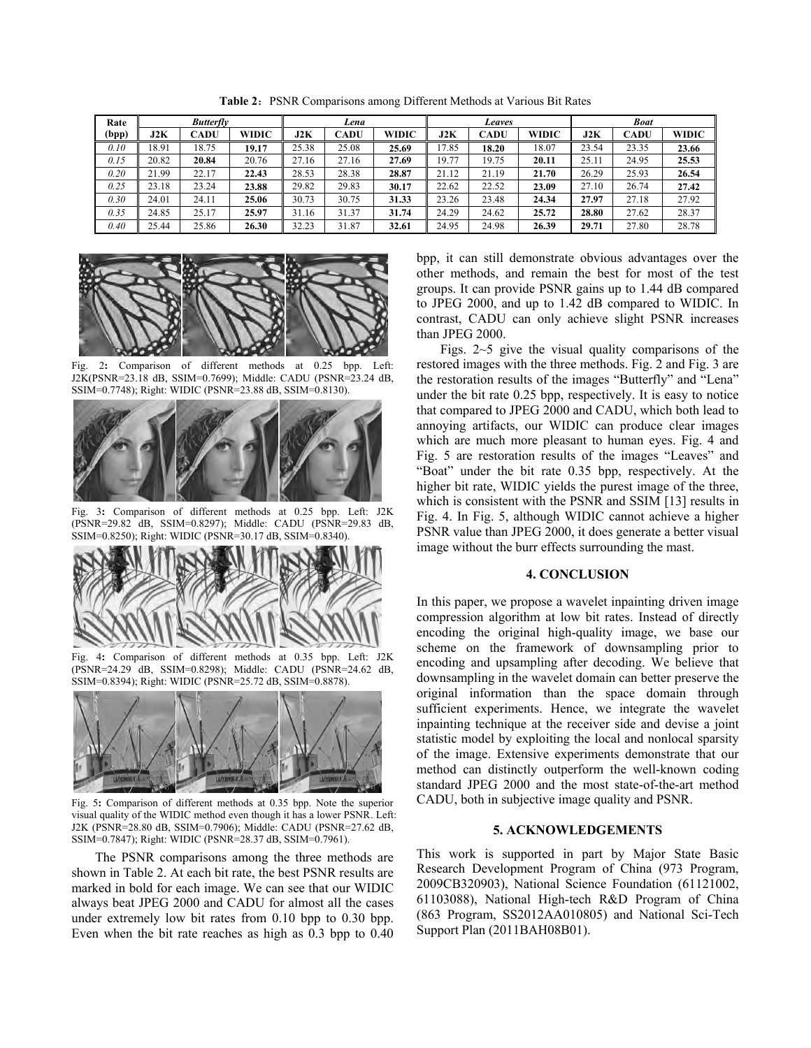**Table 2**: PSNR Comparisons among Different Methods at Various Bit Rates

| Rate (bpp) | *Butterfly* | | | *Lena* | | | *Leaves* | | | *Boat* | | |
|---|---|---|---|---|---|---|---|---|---|---|---|---|
| | J2K | CADU | WIDIC | J2K | CADU | WIDIC | J2K | CADU | WIDIC | J2K | CADU | WIDIC |
| *0.10* | 18.91 | 18.75 | **19.17** | 25.38 | 25.08 | **25.69** | 17.85 | **18.20** | 18.07 | 23.54 | 23.35 | **23.66** |
| *0.15* | 20.82 | **20.84** | 20.76 | 27.16 | 27.16 | **27.69** | 19.77 | 19.75 | **20.11** | 25.11 | 24.95 | **25.53** |
| *0.20* | 21.99 | 22.17 | **22.43** | 28.53 | 28.38 | **28.87** | 21.12 | 21.19 | **21.70** | 26.29 | 25.93 | **26.54** |
| *0.25* | 23.18 | 23.24 | **23.88** | 29.82 | 29.83 | **30.17** | 22.62 | 22.52 | **23.09** | 27.10 | 26.74 | **27.42** |
| *0.30* | 24.01 | 24.11 | **25.06** | 30.73 | 30.75 | **31.33** | 23.26 | 23.48 | **24.34** | **27.97** | 27.18 | 27.92 |
| *0.35* | 24.85 | 25.17 | **25.97** | 31.16 | 31.37 | **31.74** | 24.29 | 24.62 | **25.72** | **28.80** | 27.62 | 28.37 |
| *0.40* | 25.44 | 25.86 | **26.30** | 32.23 | 31.87 | **32.61** | 24.95 | 24.98 | **26.39** | **29.71** | 27.80 | 28.78 |

Fig. 2: Comparison of different methods at 0.25 bpp. Left: J2K(PSNR=23.18 dB, SSIM=0.7699); Middle: CADU (PSNR=23.24 dB, SSIM=0.7748); Right: WIDIC (PSNR=23.88 dB, SSIM=0.8130).

Fig. 3: Comparison of different methods at 0.25 bpp. Left: J2K (PSNR=29.82 dB, SSIM=0.8297); Middle: CADU (PSNR=29.83 dB, SSIM=0.8250); Right: WIDIC (PSNR=30.17 dB, SSIM=0.8340).

Fig. 4: Comparison of different methods at 0.35 bpp. Left: J2K (PSNR=24.29 dB, SSIM=0.8298); Middle: CADU (PSNR=24.62 dB, SSIM=0.8394); Right: WIDIC (PSNR=25.72 dB, SSIM=0.8878).

Fig. 5: Comparison of different methods at 0.35 bpp. Note the superior visual quality of the WIDIC method even though it has a lower PSNR. Left: J2K (PSNR=28.80 dB, SSIM=0.7906); Middle: CADU (PSNR=27.62 dB, SSIM=0.7847); Right: WIDIC (PSNR=28.37 dB, SSIM=0.7961).

The PSNR comparisons among the three methods are shown in Table 2. At each bit rate, the best PSNR results are marked in bold for each image. We can see that our WIDIC always beat JPEG 2000 and CADU for almost all the cases under extremely low bit rates from 0.10 bpp to 0.30 bpp. Even when the bit rate reaches as high as 0.3 bpp to 0.40 bpp, it can still demonstrate obvious advantages over the other methods, and remain the best for most of the test groups. It can provide PSNR gains up to 1.44 dB compared to JPEG 2000, and up to 1.42 dB compared to WIDIC. In contrast, CADU can only achieve slight PSNR increases than JPEG 2000.

Figs. 2~5 give the visual quality comparisons of the restored images with the three methods. Fig. 2 and Fig. 3 are the restoration results of the images "Butterfly" and "Lena" under the bit rate 0.25 bpp, respectively. It is easy to notice that compared to JPEG 2000 and CADU, which both lead to annoying artifacts, our WIDIC can produce clear images which are much more pleasant to human eyes. Fig. 4 and Fig. 5 are restoration results of the images "Leaves" and "Boat" under the bit rate 0.35 bpp, respectively. At the higher bit rate, WIDIC yields the purest image of the three, which is consistent with the PSNR and SSIM [13] results in Fig. 4. In Fig. 5, although WIDIC cannot achieve a higher PSNR value than JPEG 2000, it does generate a better visual image without the burr effects surrounding the mast.

## 4. CONCLUSION

In this paper, we propose a wavelet inpainting driven image compression algorithm at low bit rates. Instead of directly encoding the original high-quality image, we base our scheme on the framework of downsampling prior to encoding and upsampling after decoding. We believe that downsampling in the wavelet domain can better preserve the original information than the space domain through sufficient experiments. Hence, we integrate the wavelet inpainting technique at the receiver side and devise a joint statistic model by exploiting the local and nonlocal sparsity of the image. Extensive experiments demonstrate that our method can distinctly outperform the well-known coding standard JPEG 2000 and the most state-of-the-art method CADU, both in subjective image quality and PSNR.

## 5. ACKNOWLEDGEMENTS

This work is supported in part by Major State Basic Research Development Program of China (973 Program, 2009CB320903), National Science Foundation (61121002, 61103088), National High-tech R&D Program of China (863 Program, SS2012AA010805) and National Sci-Tech Support Plan (2011BAH08B01).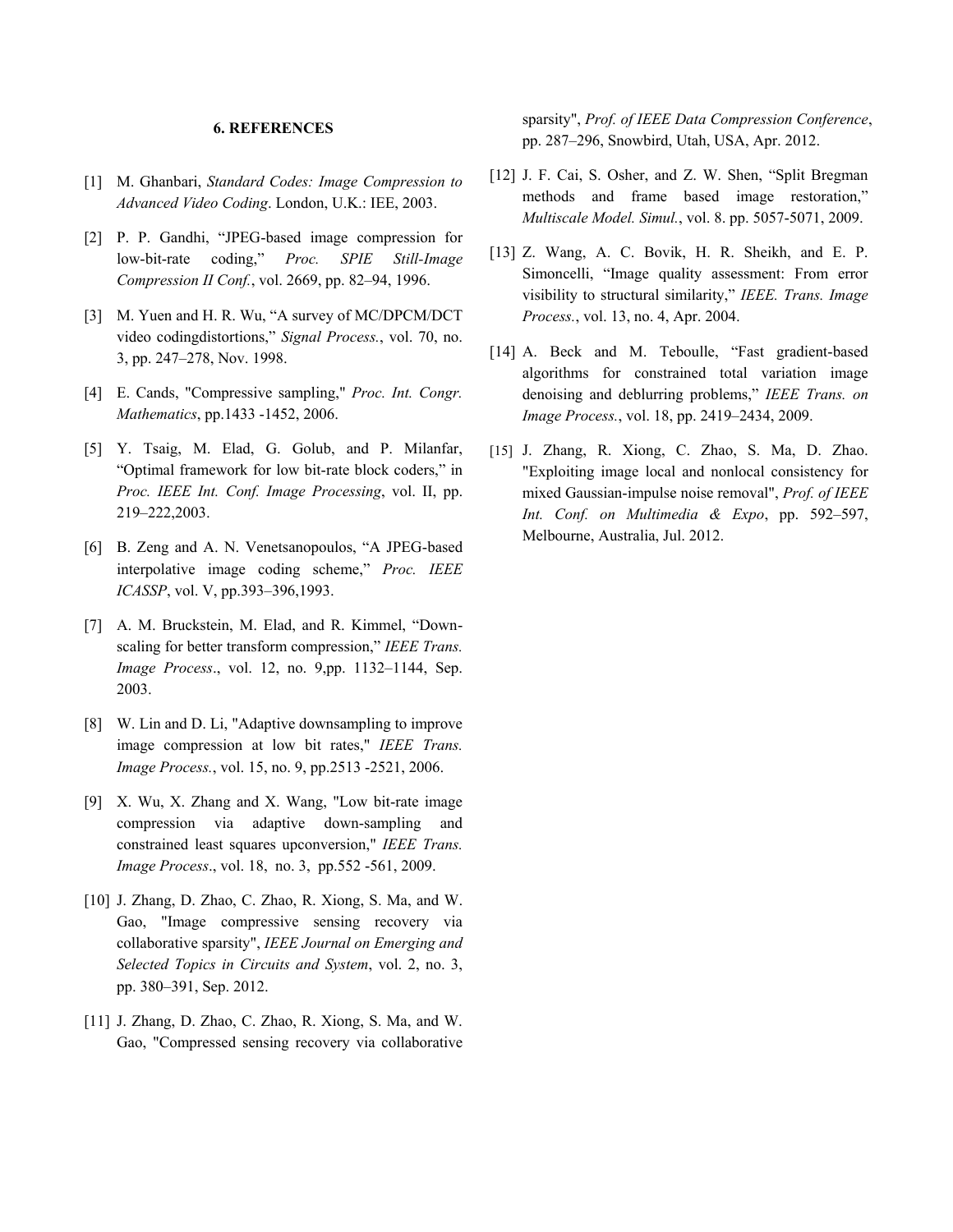## 6. REFERENCES

[1] M. Ghanbari, *Standard Codes: Image Compression to Advanced Video Coding*. London, U.K.: IEE, 2003.

[2] P. P. Gandhi, “JPEG-based image compression for low-bit-rate coding,” *Proc. SPIE Still-Image Compression II Conf.*, vol. 2669, pp. 82–94, 1996.

[3] M. Yuen and H. R. Wu, “A survey of MC/DPCM/DCT video codingdistortions,” *Signal Process.*, vol. 70, no. 3, pp. 247–278, Nov. 1998.

[4] E. Cands, "Compressive sampling," *Proc. Int. Congr. Mathematics*, pp.1433 -1452, 2006.

[5] Y. Tsaig, M. Elad, G. Golub, and P. Milanfar, “Optimal framework for low bit-rate block coders,” in *Proc. IEEE Int. Conf. Image Processing*, vol. II, pp. 219–222,2003.

[6] B. Zeng and A. N. Venetsanopoulos, “A JPEG-based interpolative image coding scheme,” *Proc. IEEE ICASSP*, vol. V, pp.393–396,1993.

[7] A. M. Bruckstein, M. Elad, and R. Kimmel, “Down-scaling for better transform compression,” *IEEE Trans. Image Process*., vol. 12, no. 9,pp. 1132–1144, Sep. 2003.

[8] W. Lin and D. Li, "Adaptive downsampling to improve image compression at low bit rates," *IEEE Trans. Image Process.*, vol. 15, no. 9, pp.2513 -2521, 2006.

[9] X. Wu, X. Zhang and X. Wang, "Low bit-rate image compression via adaptive down-sampling and constrained least squares upconversion," *IEEE Trans. Image Process*., vol. 18, no. 3, pp.552 -561, 2009.

[10] J. Zhang, D. Zhao, C. Zhao, R. Xiong, S. Ma, and W. Gao, "Image compressive sensing recovery via collaborative sparsity", *IEEE Journal on Emerging and Selected Topics in Circuits and System*, vol. 2, no. 3, pp. 380–391, Sep. 2012.

[11] J. Zhang, D. Zhao, C. Zhao, R. Xiong, S. Ma, and W. Gao, "Compressed sensing recovery via collaborative sparsity", *Prof. of IEEE Data Compression Conference*, pp. 287–296, Snowbird, Utah, USA, Apr. 2012.

[12] J. F. Cai, S. Osher, and Z. W. Shen, “Split Bregman methods and frame based image restoration,” *Multiscale Model. Simul.*, vol. 8. pp. 5057-5071, 2009.

[13] Z. Wang, A. C. Bovik, H. R. Sheikh, and E. P. Simoncelli, “Image quality assessment: From error visibility to structural similarity,” *IEEE. Trans. Image Process.*, vol. 13, no. 4, Apr. 2004.

[14] A. Beck and M. Teboulle, “Fast gradient-based algorithms for constrained total variation image denoising and deblurring problems,” *IEEE Trans. on Image Process.*, vol. 18, pp. 2419–2434, 2009.

[15] J. Zhang, R. Xiong, C. Zhao, S. Ma, D. Zhao. "Exploiting image local and nonlocal consistency for mixed Gaussian-impulse noise removal", *Prof. of IEEE Int. Conf. on Multimedia & Expo*, pp. 592–597, Melbourne, Australia, Jul. 2012.